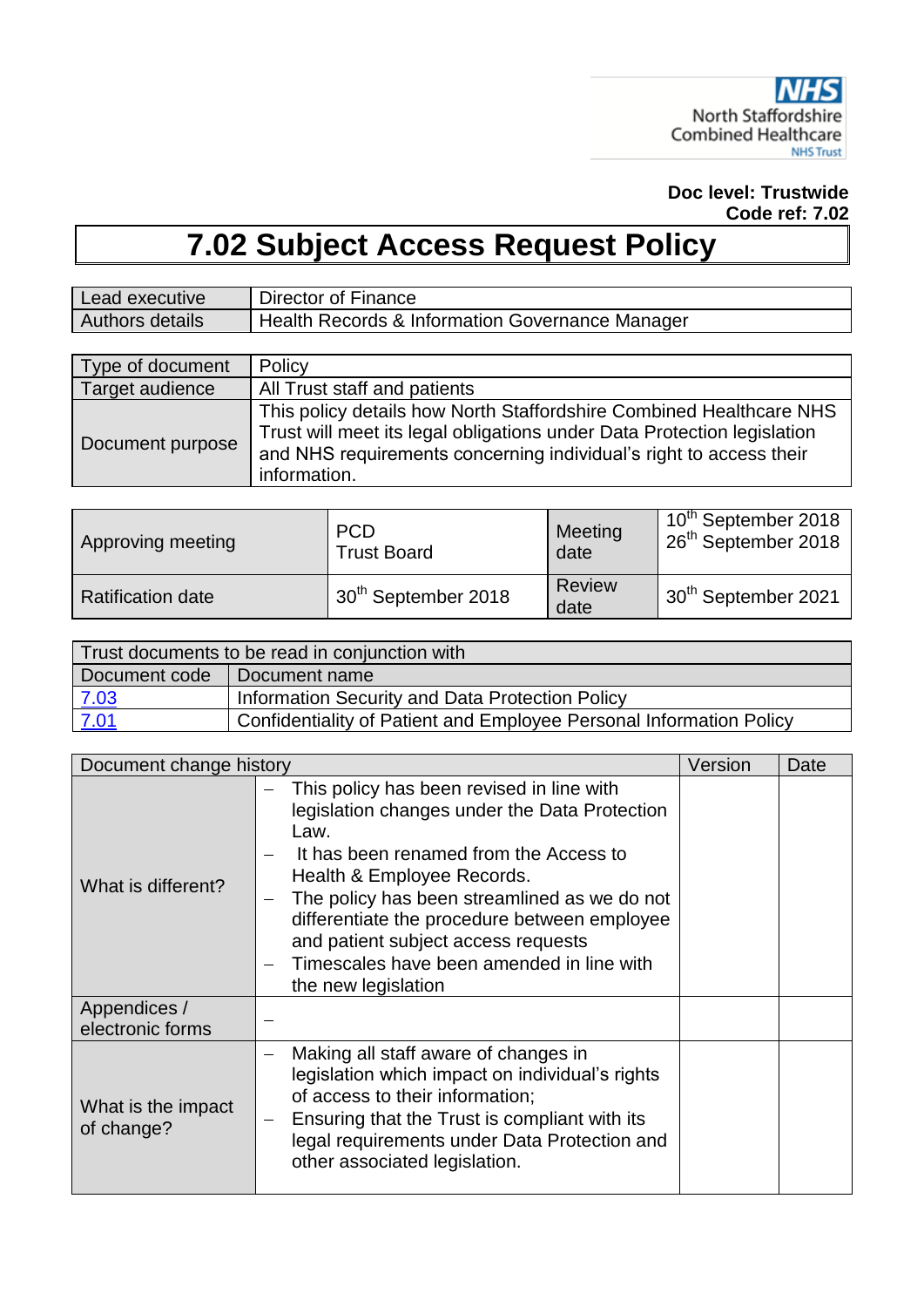NHS
North Staffordshire
Combined Healthcare
NHS Trust

**Doc level: Trustwide**
**Code ref: 7.02**

# 7.02 Subject Access Request Policy

| Lead executive | Director of Finance |
|---|---|
| Authors details | Health Records & Information Governance Manager |

| Type of document | Policy |
|---|---|
| Target audience | All Trust staff and patients |
| Document purpose | This policy details how North Staffordshire Combined Healthcare NHS Trust will meet its legal obligations under Data Protection legislation and NHS requirements concerning individual's right to access their information. |

| Approving meeting | PCD<br>Trust Board | Meeting date | 10th September 2018<br>26th September 2018 |
|---|---|---|---|
| Ratification date | 30th September 2018 | Review date | 30th September 2021 |

| Trust documents to be read in conjunction with | |
|---|---|
| Document code | Document name |
| 7.03 | Information Security and Data Protection Policy |
| 7.01 | Confidentiality of Patient and Employee Personal Information Policy |

| Document change history | | Version | Date |
|---|---|---|---|
| What is different? | – This policy has been revised in line with legislation changes under the Data Protection Law.<br>– It has been renamed from the Access to Health & Employee Records.<br>– The policy has been streamlined as we do not differentiate the procedure between employee and patient subject access requests<br>– Timescales have been amended in line with the new legislation | | |
| Appendices / electronic forms | – | | |
| What is the impact of change? | – Making all staff aware of changes in legislation which impact on individual's rights of access to their information;<br>– Ensuring that the Trust is compliant with its legal requirements under Data Protection and other associated legislation. | | |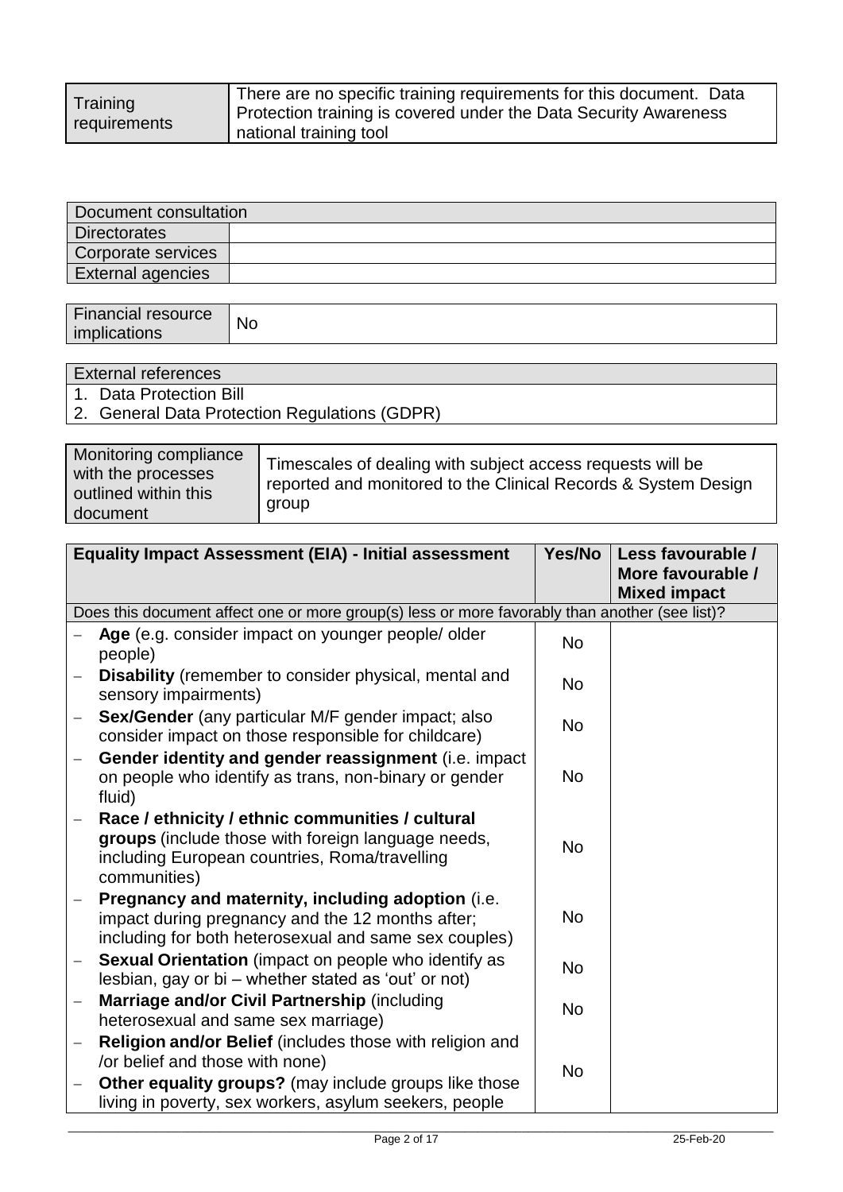| Training requirements | There are no specific training requirements for this document. Data Protection training is covered under the Data Security Awareness national training tool |
|---|---|

| Document consultation | |
|---|---|
| Directorates | |
| Corporate services | |
| External agencies | |

| Financial resource implications | No |
|---|---|

| External references |
|---|
| 1. Data Protection Bill<br>2. General Data Protection Regulations (GDPR) |

| Monitoring compliance with the processes outlined within this document | Timescales of dealing with subject access requests will be reported and monitored to the Clinical Records & System Design group |
|---|---|

| Equality Impact Assessment (EIA) - Initial assessment | Yes/No | Less favourable / More favourable / Mixed impact |
|---|---|---|
| Does this document affect one or more group(s) less or more favorably than another (see list)? | | |
| – **Age** (e.g. consider impact on younger people/ older people) | No | |
| – **Disability** (remember to consider physical, mental and sensory impairments) | No | |
| – **Sex/Gender** (any particular M/F gender impact; also consider impact on those responsible for childcare) | No | |
| – **Gender identity and gender reassignment** (i.e. impact on people who identify as trans, non-binary or gender fluid) | No | |
| – **Race / ethnicity / ethnic communities / cultural groups** (include those with foreign language needs, including European countries, Roma/travelling communities) | No | |
| – **Pregnancy and maternity, including adoption** (i.e. impact during pregnancy and the 12 months after; including for both heterosexual and same sex couples) | No | |
| – **Sexual Orientation** (impact on people who identify as lesbian, gay or bi – whether stated as 'out' or not) | No | |
| – **Marriage and/or Civil Partnership** (including heterosexual and same sex marriage) | No | |
| – **Religion and/or Belief** (includes those with religion and /or belief and those with none)<br>– **Other equality groups?** (may include groups like those living in poverty, sex workers, asylum seekers, people | No | |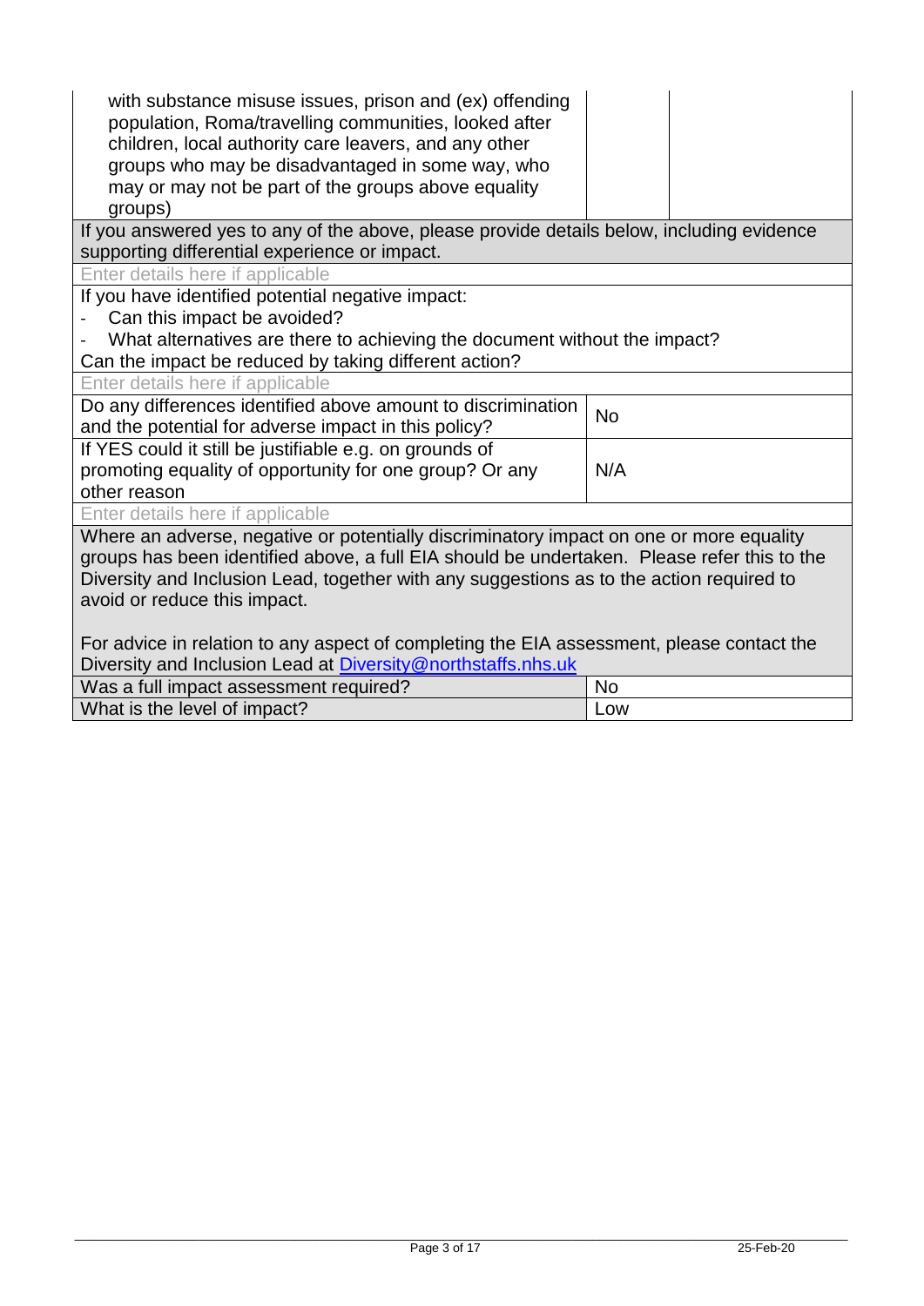| | | |
|---|---|---|
| with substance misuse issues, prison and (ex) offending population, Roma/travelling communities, looked after children, local authority care leavers, and any other groups who may be disadvantaged in some way, who may or may not be part of the groups above equality groups) | | |
| If you answered yes to any of the above, please provide details below, including evidence supporting differential experience or impact. | | |
| Enter details here if applicable | | |
| If you have identified potential negative impact:<br>- Can this impact be avoided?<br>- What alternatives are there to achieving the document without the impact?<br>Can the impact be reduced by taking different action? | | |
| Enter details here if applicable | | |
| Do any differences identified above amount to discrimination and the potential for adverse impact in this policy? | No | |
| If YES could it still be justifiable e.g. on grounds of promoting equality of opportunity for one group? Or any other reason | N/A | |
| Enter details here if applicable | | |
| Where an adverse, negative or potentially discriminatory impact on one or more equality groups has been identified above, a full EIA should be undertaken. Please refer this to the Diversity and Inclusion Lead, together with any suggestions as to the action required to avoid or reduce this impact.<br><br>For advice in relation to any aspect of completing the EIA assessment, please contact the Diversity and Inclusion Lead at Diversity@northstaffs.nhs.uk | | |
| Was a full impact assessment required? | No | |
| What is the level of impact? | Low | |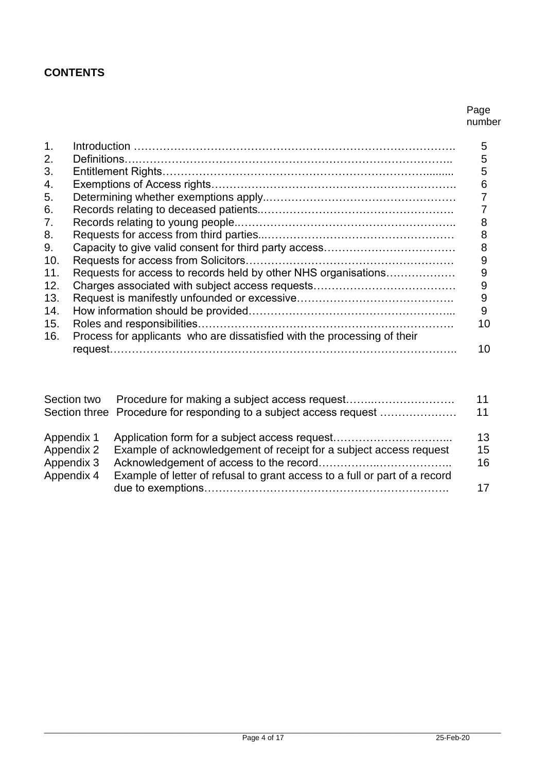**CONTENTS**

| | | Page number |
|---|---|---|
| 1. | Introduction | 5 |
| 2. | Definitions | 5 |
| 3. | Entitlement Rights | 5 |
| 4. | Exemptions of Access rights | 6 |
| 5. | Determining whether exemptions apply | 7 |
| 6. | Records relating to deceased patients | 7 |
| 7. | Records relating to young people | 8 |
| 8. | Requests for access from third parties | 8 |
| 9. | Capacity to give valid consent for third party access | 8 |
| 10. | Requests for access from Solicitors | 9 |
| 11. | Requests for access to records held by other NHS organisations | 9 |
| 12. | Charges associated with subject access requests | 9 |
| 13. | Request is manifestly unfounded or excessive | 9 |
| 14. | How information should be provided | 9 |
| 15. | Roles and responsibilities | 10 |
| 16. | Process for applicants who are dissatisfied with the processing of their request | 10 |

| | | |
|---|---|---|
| Section two | Procedure for making a subject access request | 11 |
| Section three | Procedure for responding to a subject access request | 11 |
| Appendix 1 | Application form for a subject access request | 13 |
| Appendix 2 | Example of acknowledgement of receipt for a subject access request | 15 |
| Appendix 3 | Acknowledgement of access to the record | 16 |
| Appendix 4 | Example of letter of refusal to grant access to a full or part of a record due to exemptions | 17 |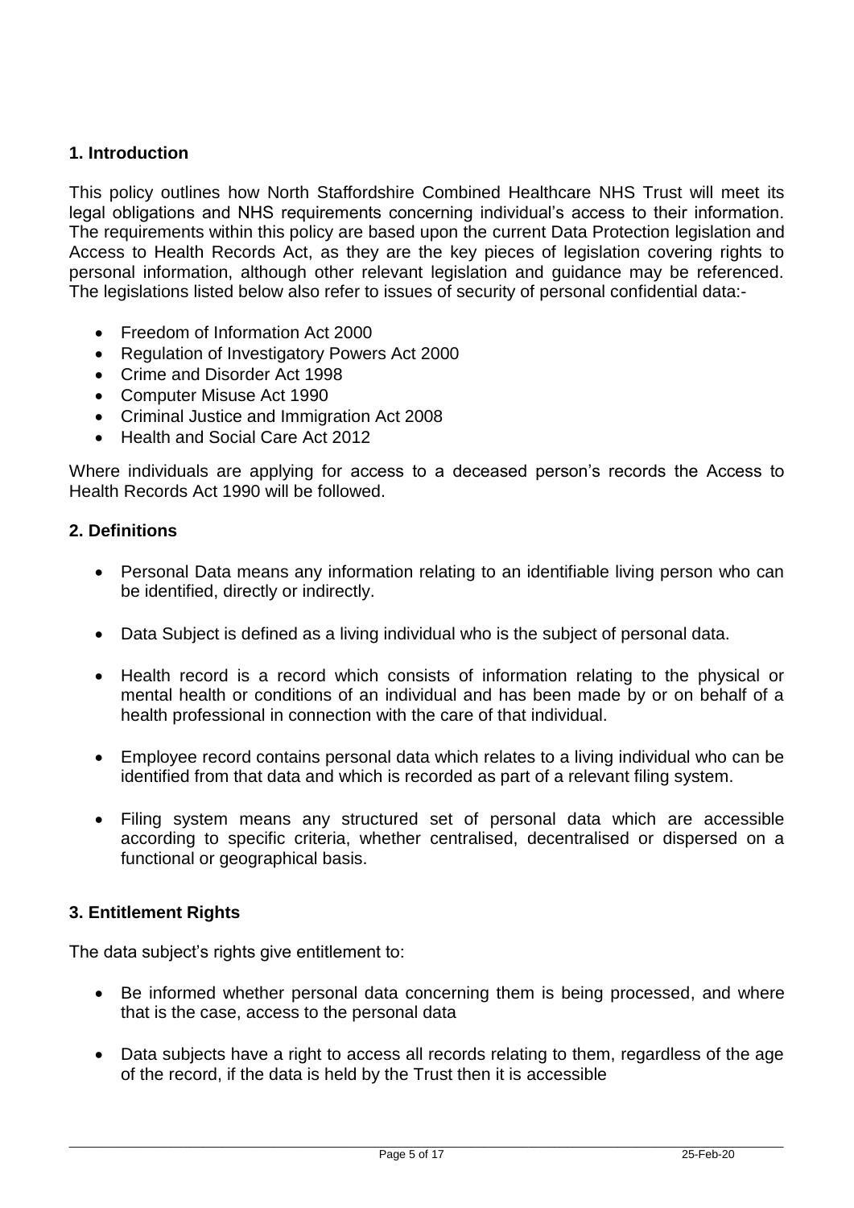## 1. Introduction

This policy outlines how North Staffordshire Combined Healthcare NHS Trust will meet its legal obligations and NHS requirements concerning individual's access to their information. The requirements within this policy are based upon the current Data Protection legislation and Access to Health Records Act, as they are the key pieces of legislation covering rights to personal information, although other relevant legislation and guidance may be referenced. The legislations listed below also refer to issues of security of personal confidential data:-

- Freedom of Information Act 2000
- Regulation of Investigatory Powers Act 2000
- Crime and Disorder Act 1998
- Computer Misuse Act 1990
- Criminal Justice and Immigration Act 2008
- Health and Social Care Act 2012

Where individuals are applying for access to a deceased person's records the Access to Health Records Act 1990 will be followed.

## 2. Definitions

- Personal Data means any information relating to an identifiable living person who can be identified, directly or indirectly.
- Data Subject is defined as a living individual who is the subject of personal data.
- Health record is a record which consists of information relating to the physical or mental health or conditions of an individual and has been made by or on behalf of a health professional in connection with the care of that individual.
- Employee record contains personal data which relates to a living individual who can be identified from that data and which is recorded as part of a relevant filing system.
- Filing system means any structured set of personal data which are accessible according to specific criteria, whether centralised, decentralised or dispersed on a functional or geographical basis.

## 3. Entitlement Rights

The data subject's rights give entitlement to:

- Be informed whether personal data concerning them is being processed, and where that is the case, access to the personal data
- Data subjects have a right to access all records relating to them, regardless of the age of the record, if the data is held by the Trust then it is accessible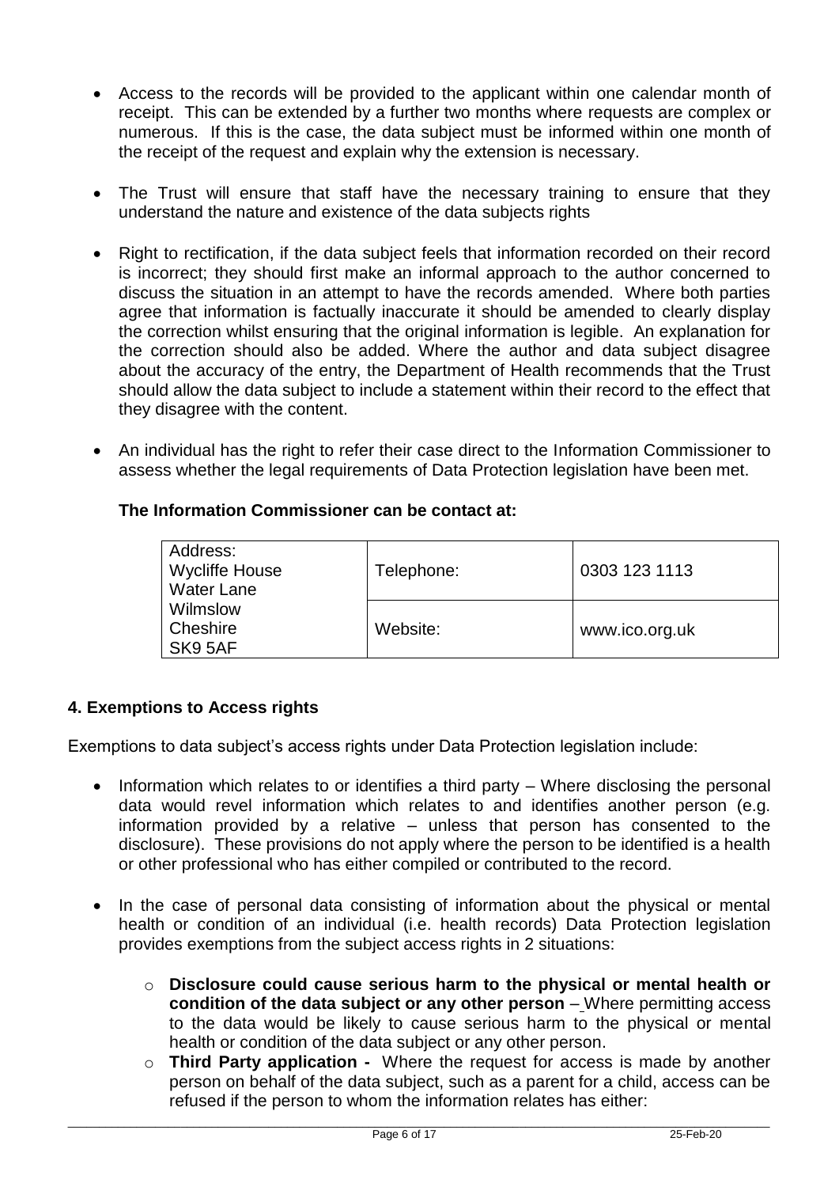- Access to the records will be provided to the applicant within one calendar month of receipt. This can be extended by a further two months where requests are complex or numerous. If this is the case, the data subject must be informed within one month of the receipt of the request and explain why the extension is necessary.

- The Trust will ensure that staff have the necessary training to ensure that they understand the nature and existence of the data subjects rights

- Right to rectification, if the data subject feels that information recorded on their record is incorrect; they should first make an informal approach to the author concerned to discuss the situation in an attempt to have the records amended. Where both parties agree that information is factually inaccurate it should be amended to clearly display the correction whilst ensuring that the original information is legible. An explanation for the correction should also be added. Where the author and data subject disagree about the accuracy of the entry, the Department of Health recommends that the Trust should allow the data subject to include a statement within their record to the effect that they disagree with the content.

- An individual has the right to refer their case direct to the Information Commissioner to assess whether the legal requirements of Data Protection legislation have been met.

**The Information Commissioner can be contact at:**

| Address: Wycliffe House Water Lane Wilmslow Cheshire SK9 5AF | Telephone: | 0303 123 1113 |
|---|---|---|
| | Website: | www.ico.org.uk |

## 4. Exemptions to Access rights

Exemptions to data subject's access rights under Data Protection legislation include:

- Information which relates to or identifies a third party – Where disclosing the personal data would revel information which relates to and identifies another person (e.g. information provided by a relative – unless that person has consented to the disclosure). These provisions do not apply where the person to be identified is a health or other professional who has either compiled or contributed to the record.

- In the case of personal data consisting of information about the physical or mental health or condition of an individual (i.e. health records) Data Protection legislation provides exemptions from the subject access rights in 2 situations:

  - **Disclosure could cause serious harm to the physical or mental health or condition of the data subject or any other person** – Where permitting access to the data would be likely to cause serious harm to the physical or mental health or condition of the data subject or any other person.
  - **Third Party application -** Where the request for access is made by another person on behalf of the data subject, such as a parent for a child, access can be refused if the person to whom the information relates has either: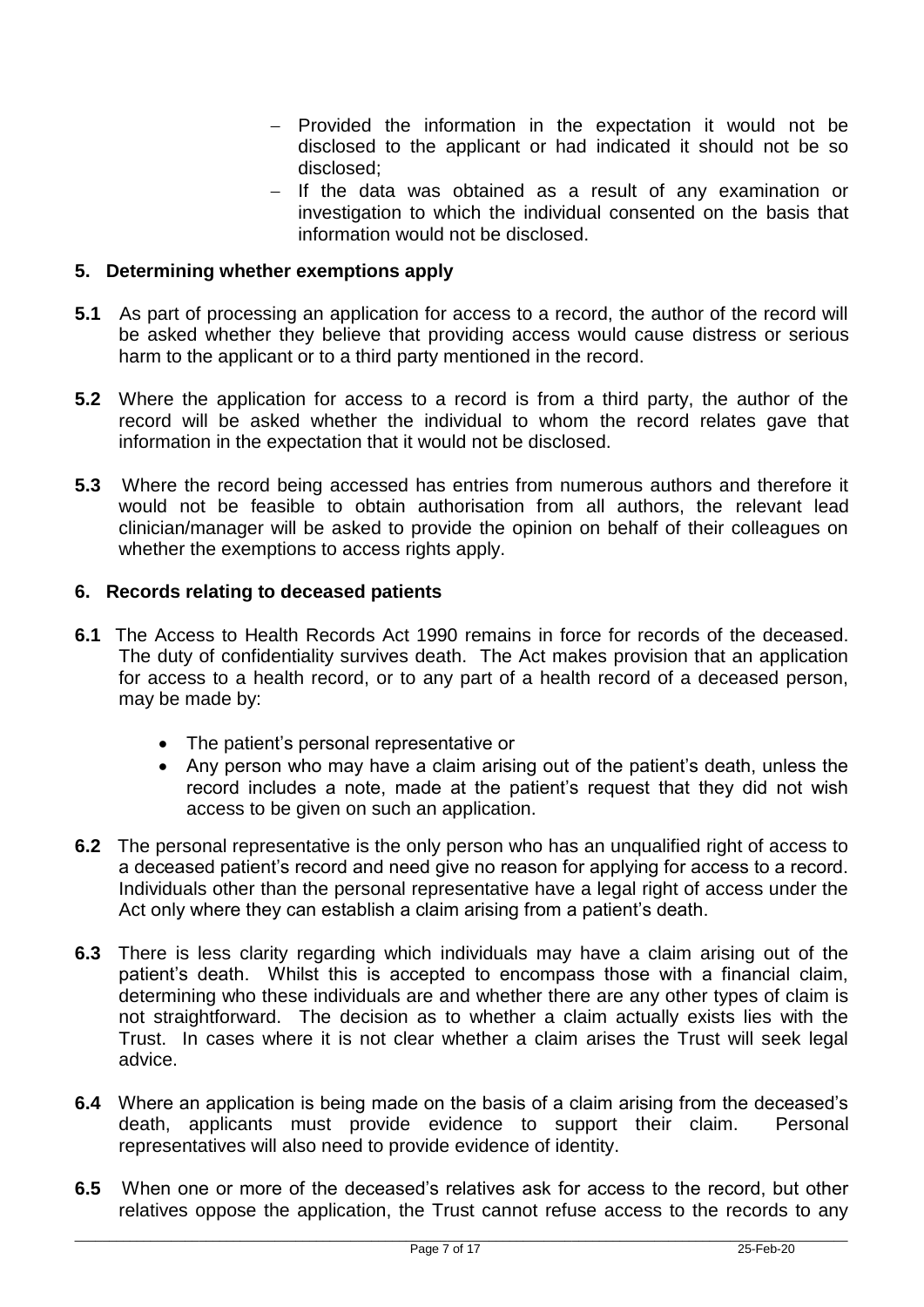- Provided the information in the expectation it would not be disclosed to the applicant or had indicated it should not be so disclosed;
- If the data was obtained as a result of any examination or investigation to which the individual consented on the basis that information would not be disclosed.

## 5. Determining whether exemptions apply

**5.1** As part of processing an application for access to a record, the author of the record will be asked whether they believe that providing access would cause distress or serious harm to the applicant or to a third party mentioned in the record.

**5.2** Where the application for access to a record is from a third party, the author of the record will be asked whether the individual to whom the record relates gave that information in the expectation that it would not be disclosed.

**5.3** Where the record being accessed has entries from numerous authors and therefore it would not be feasible to obtain authorisation from all authors, the relevant lead clinician/manager will be asked to provide the opinion on behalf of their colleagues on whether the exemptions to access rights apply.

## 6. Records relating to deceased patients

**6.1** The Access to Health Records Act 1990 remains in force for records of the deceased. The duty of confidentiality survives death. The Act makes provision that an application for access to a health record, or to any part of a health record of a deceased person, may be made by:

- The patient's personal representative or
- Any person who may have a claim arising out of the patient's death, unless the record includes a note, made at the patient's request that they did not wish access to be given on such an application.

**6.2** The personal representative is the only person who has an unqualified right of access to a deceased patient's record and need give no reason for applying for access to a record. Individuals other than the personal representative have a legal right of access under the Act only where they can establish a claim arising from a patient's death.

**6.3** There is less clarity regarding which individuals may have a claim arising out of the patient's death. Whilst this is accepted to encompass those with a financial claim, determining who these individuals are and whether there are any other types of claim is not straightforward. The decision as to whether a claim actually exists lies with the Trust. In cases where it is not clear whether a claim arises the Trust will seek legal advice.

**6.4** Where an application is being made on the basis of a claim arising from the deceased's death, applicants must provide evidence to support their claim. Personal representatives will also need to provide evidence of identity.

**6.5** When one or more of the deceased's relatives ask for access to the record, but other relatives oppose the application, the Trust cannot refuse access to the records to any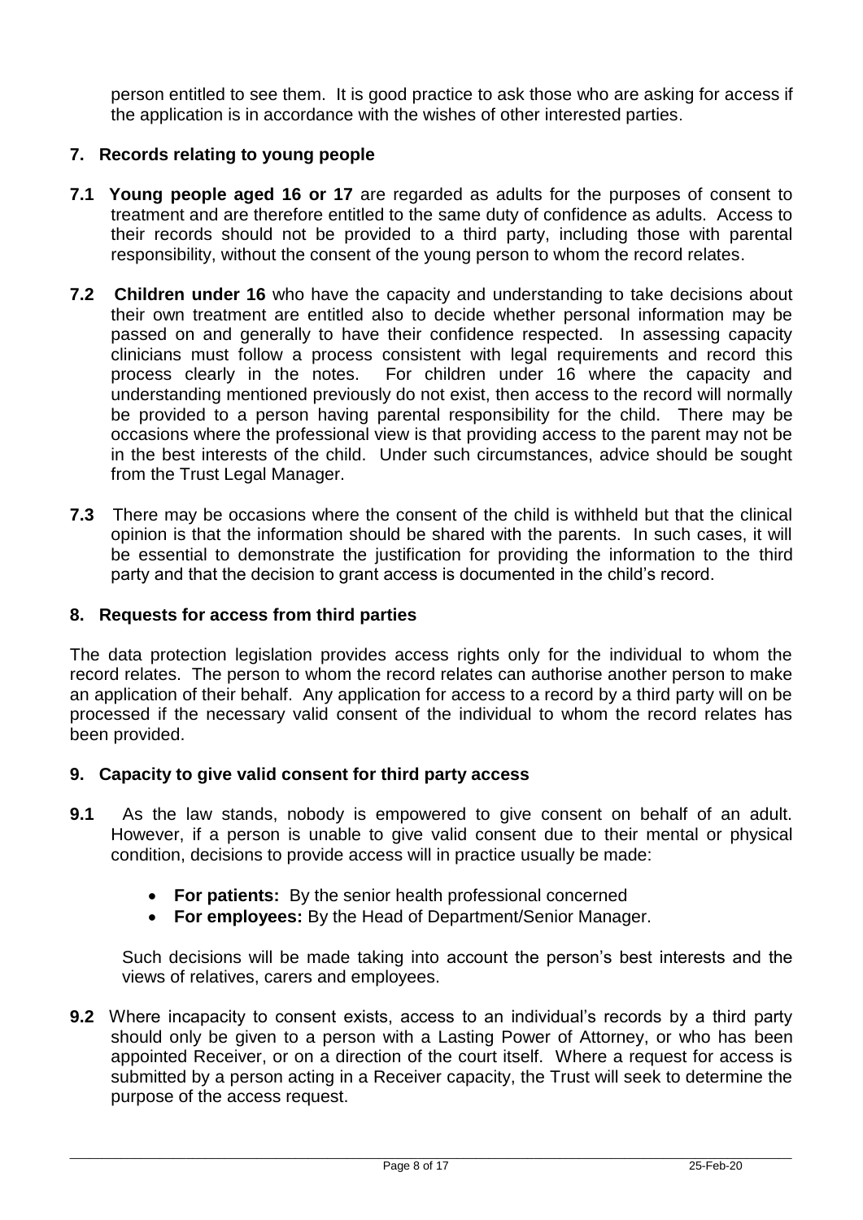person entitled to see them. It is good practice to ask those who are asking for access if the application is in accordance with the wishes of other interested parties.

## 7. Records relating to young people

**7.1 Young people aged 16 or 17** are regarded as adults for the purposes of consent to treatment and are therefore entitled to the same duty of confidence as adults. Access to their records should not be provided to a third party, including those with parental responsibility, without the consent of the young person to whom the record relates.

**7.2 Children under 16** who have the capacity and understanding to take decisions about their own treatment are entitled also to decide whether personal information may be passed on and generally to have their confidence respected. In assessing capacity clinicians must follow a process consistent with legal requirements and record this process clearly in the notes. For children under 16 where the capacity and understanding mentioned previously do not exist, then access to the record will normally be provided to a person having parental responsibility for the child. There may be occasions where the professional view is that providing access to the parent may not be in the best interests of the child. Under such circumstances, advice should be sought from the Trust Legal Manager.

**7.3** There may be occasions where the consent of the child is withheld but that the clinical opinion is that the information should be shared with the parents. In such cases, it will be essential to demonstrate the justification for providing the information to the third party and that the decision to grant access is documented in the child's record.

## 8. Requests for access from third parties

The data protection legislation provides access rights only for the individual to whom the record relates. The person to whom the record relates can authorise another person to make an application of their behalf. Any application for access to a record by a third party will on be processed if the necessary valid consent of the individual to whom the record relates has been provided.

## 9. Capacity to give valid consent for third party access

**9.1** As the law stands, nobody is empowered to give consent on behalf of an adult. However, if a person is unable to give valid consent due to their mental or physical condition, decisions to provide access will in practice usually be made:

- **For patients:** By the senior health professional concerned
- **For employees:** By the Head of Department/Senior Manager.

Such decisions will be made taking into account the person's best interests and the views of relatives, carers and employees.

**9.2** Where incapacity to consent exists, access to an individual's records by a third party should only be given to a person with a Lasting Power of Attorney, or who has been appointed Receiver, or on a direction of the court itself. Where a request for access is submitted by a person acting in a Receiver capacity, the Trust will seek to determine the purpose of the access request.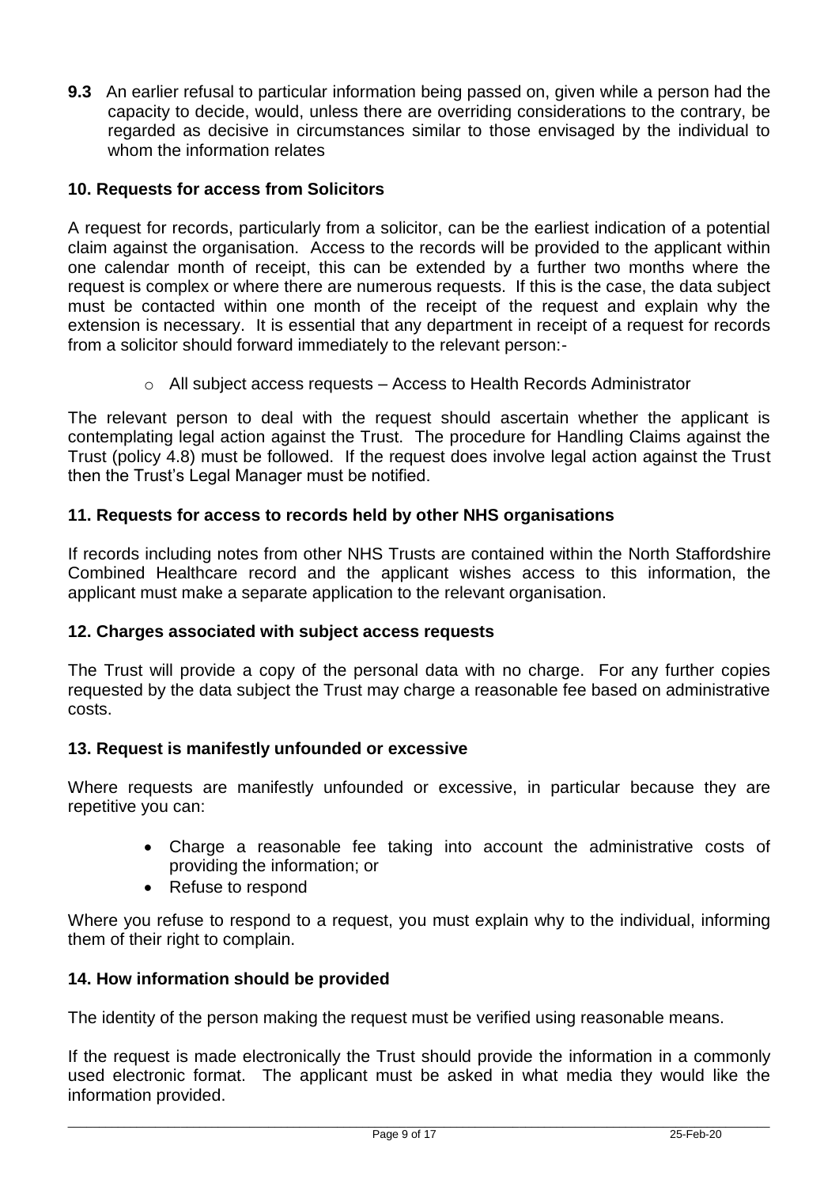**9.3** An earlier refusal to particular information being passed on, given while a person had the capacity to decide, would, unless there are overriding considerations to the contrary, be regarded as decisive in circumstances similar to those envisaged by the individual to whom the information relates

## 10. Requests for access from Solicitors

A request for records, particularly from a solicitor, can be the earliest indication of a potential claim against the organisation. Access to the records will be provided to the applicant within one calendar month of receipt, this can be extended by a further two months where the request is complex or where there are numerous requests. If this is the case, the data subject must be contacted within one month of the receipt of the request and explain why the extension is necessary. It is essential that any department in receipt of a request for records from a solicitor should forward immediately to the relevant person:-

- All subject access requests – Access to Health Records Administrator

The relevant person to deal with the request should ascertain whether the applicant is contemplating legal action against the Trust. The procedure for Handling Claims against the Trust (policy 4.8) must be followed. If the request does involve legal action against the Trust then the Trust's Legal Manager must be notified.

## 11. Requests for access to records held by other NHS organisations

If records including notes from other NHS Trusts are contained within the North Staffordshire Combined Healthcare record and the applicant wishes access to this information, the applicant must make a separate application to the relevant organisation.

## 12. Charges associated with subject access requests

The Trust will provide a copy of the personal data with no charge. For any further copies requested by the data subject the Trust may charge a reasonable fee based on administrative costs.

## 13. Request is manifestly unfounded or excessive

Where requests are manifestly unfounded or excessive, in particular because they are repetitive you can:

- Charge a reasonable fee taking into account the administrative costs of providing the information; or
- Refuse to respond

Where you refuse to respond to a request, you must explain why to the individual, informing them of their right to complain.

## 14. How information should be provided

The identity of the person making the request must be verified using reasonable means.

If the request is made electronically the Trust should provide the information in a commonly used electronic format. The applicant must be asked in what media they would like the information provided.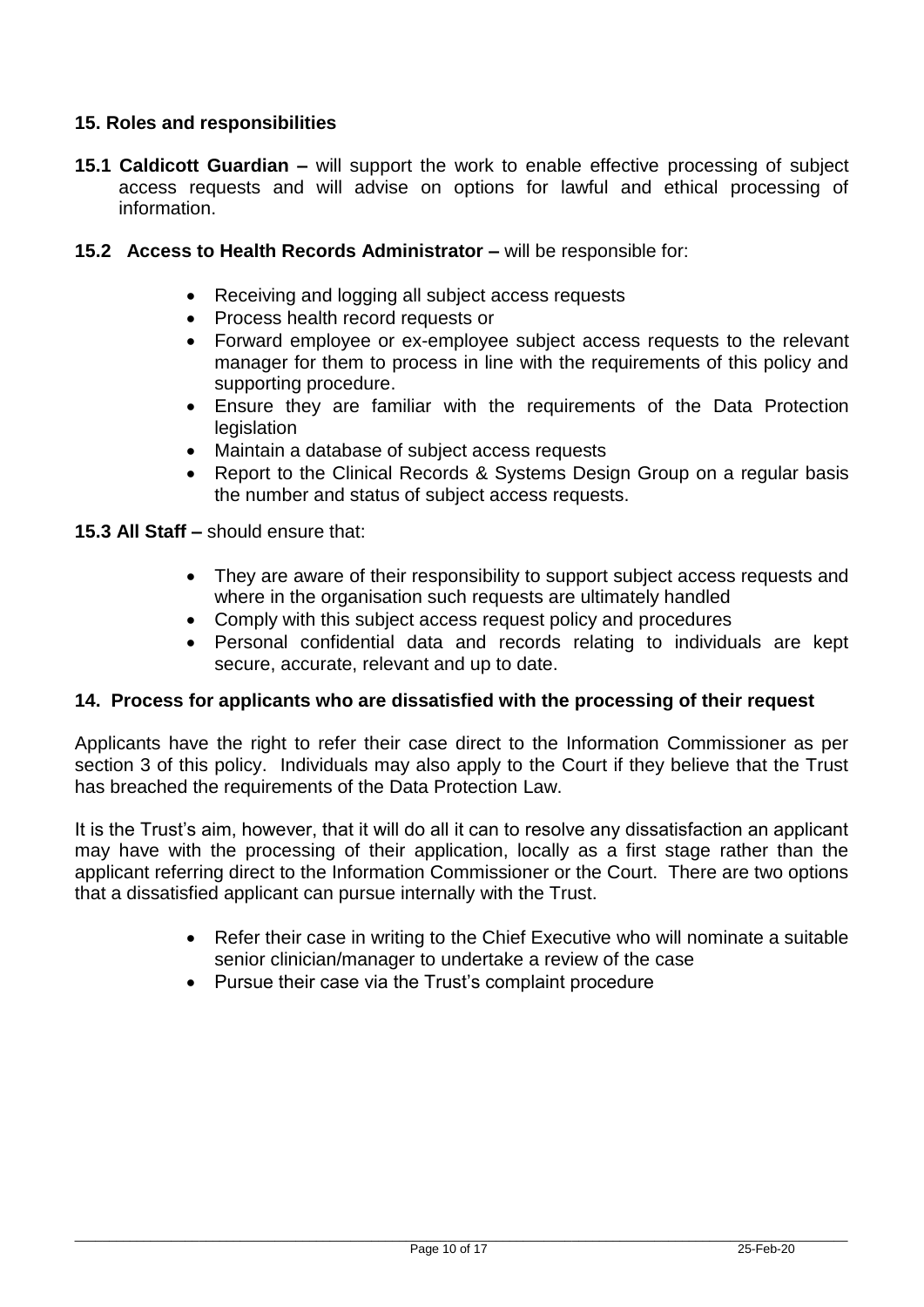## 15. Roles and responsibilities

**15.1 Caldicott Guardian –** will support the work to enable effective processing of subject access requests and will advise on options for lawful and ethical processing of information.

**15.2 Access to Health Records Administrator –** will be responsible for:

- Receiving and logging all subject access requests
- Process health record requests or
- Forward employee or ex-employee subject access requests to the relevant manager for them to process in line with the requirements of this policy and supporting procedure.
- Ensure they are familiar with the requirements of the Data Protection legislation
- Maintain a database of subject access requests
- Report to the Clinical Records & Systems Design Group on a regular basis the number and status of subject access requests.

**15.3 All Staff –** should ensure that:

- They are aware of their responsibility to support subject access requests and where in the organisation such requests are ultimately handled
- Comply with this subject access request policy and procedures
- Personal confidential data and records relating to individuals are kept secure, accurate, relevant and up to date.

## 14. Process for applicants who are dissatisfied with the processing of their request

Applicants have the right to refer their case direct to the Information Commissioner as per section 3 of this policy. Individuals may also apply to the Court if they believe that the Trust has breached the requirements of the Data Protection Law.

It is the Trust's aim, however, that it will do all it can to resolve any dissatisfaction an applicant may have with the processing of their application, locally as a first stage rather than the applicant referring direct to the Information Commissioner or the Court. There are two options that a dissatisfied applicant can pursue internally with the Trust.

- Refer their case in writing to the Chief Executive who will nominate a suitable senior clinician/manager to undertake a review of the case
- Pursue their case via the Trust's complaint procedure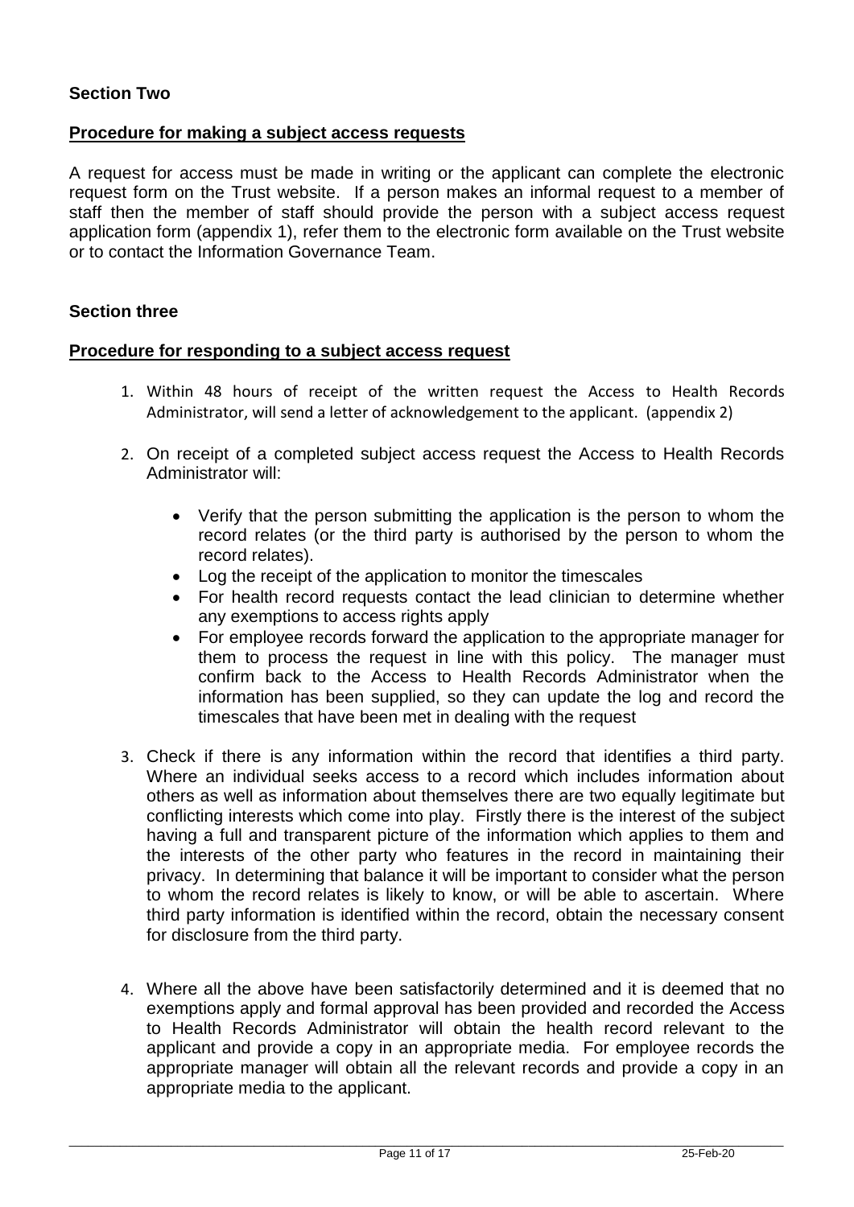## Section Two

**Procedure for making a subject access requests**

A request for access must be made in writing or the applicant can complete the electronic request form on the Trust website. If a person makes an informal request to a member of staff then the member of staff should provide the person with a subject access request application form (appendix 1), refer them to the electronic form available on the Trust website or to contact the Information Governance Team.

## Section three

**Procedure for responding to a subject access request**

1. Within 48 hours of receipt of the written request the Access to Health Records Administrator, will send a letter of acknowledgement to the applicant. (appendix 2)

2. On receipt of a completed subject access request the Access to Health Records Administrator will:

   - Verify that the person submitting the application is the person to whom the record relates (or the third party is authorised by the person to whom the record relates).
   - Log the receipt of the application to monitor the timescales
   - For health record requests contact the lead clinician to determine whether any exemptions to access rights apply
   - For employee records forward the application to the appropriate manager for them to process the request in line with this policy. The manager must confirm back to the Access to Health Records Administrator when the information has been supplied, so they can update the log and record the timescales that have been met in dealing with the request

3. Check if there is any information within the record that identifies a third party. Where an individual seeks access to a record which includes information about others as well as information about themselves there are two equally legitimate but conflicting interests which come into play. Firstly there is the interest of the subject having a full and transparent picture of the information which applies to them and the interests of the other party who features in the record in maintaining their privacy. In determining that balance it will be important to consider what the person to whom the record relates is likely to know, or will be able to ascertain. Where third party information is identified within the record, obtain the necessary consent for disclosure from the third party.

4. Where all the above have been satisfactorily determined and it is deemed that no exemptions apply and formal approval has been provided and recorded the Access to Health Records Administrator will obtain the health record relevant to the applicant and provide a copy in an appropriate media. For employee records the appropriate manager will obtain all the relevant records and provide a copy in an appropriate media to the applicant.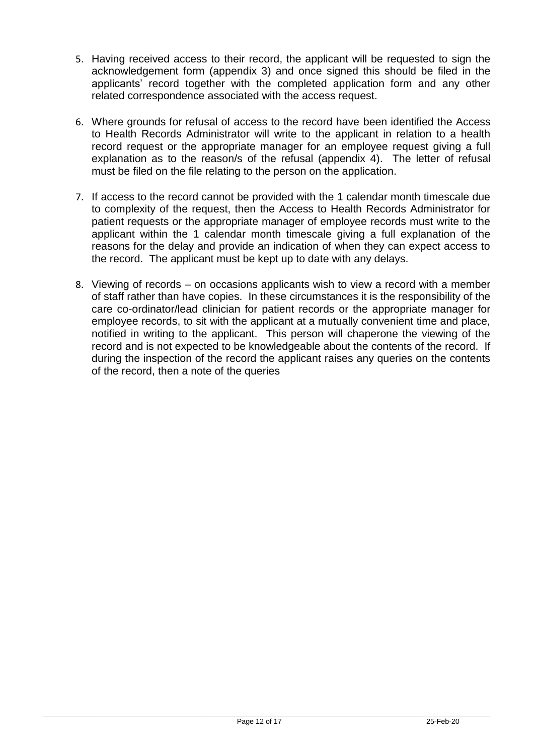5. Having received access to their record, the applicant will be requested to sign the acknowledgement form (appendix 3) and once signed this should be filed in the applicants' record together with the completed application form and any other related correspondence associated with the access request.

6. Where grounds for refusal of access to the record have been identified the Access to Health Records Administrator will write to the applicant in relation to a health record request or the appropriate manager for an employee request giving a full explanation as to the reason/s of the refusal (appendix 4). The letter of refusal must be filed on the file relating to the person on the application.

7. If access to the record cannot be provided with the 1 calendar month timescale due to complexity of the request, then the Access to Health Records Administrator for patient requests or the appropriate manager of employee records must write to the applicant within the 1 calendar month timescale giving a full explanation of the reasons for the delay and provide an indication of when they can expect access to the record. The applicant must be kept up to date with any delays.

8. Viewing of records – on occasions applicants wish to view a record with a member of staff rather than have copies. In these circumstances it is the responsibility of the care co-ordinator/lead clinician for patient records or the appropriate manager for employee records, to sit with the applicant at a mutually convenient time and place, notified in writing to the applicant. This person will chaperone the viewing of the record and is not expected to be knowledgeable about the contents of the record. If during the inspection of the record the applicant raises any queries on the contents of the record, then a note of the queries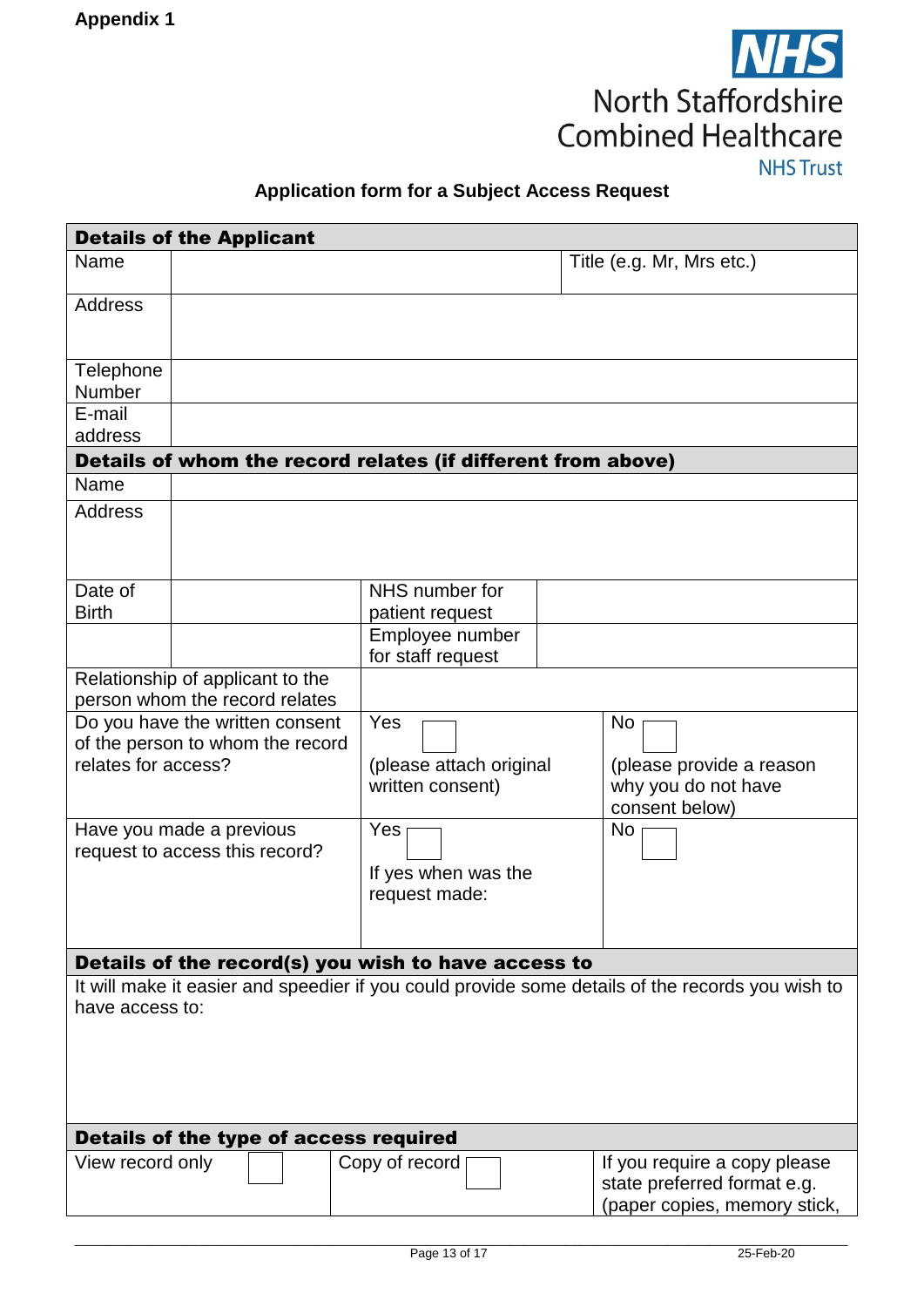**Appendix 1**

NHS
North Staffordshire Combined Healthcare
NHS Trust

## Application form for a Subject Access Request

| **Details of the Applicant** | | | |
|---|---|---|---|
| Name | | Title (e.g. Mr, Mrs etc.) | |
| Address | | | |
| Telephone Number | | | |
| E-mail address | | | |
| **Details of whom the record relates (if different from above)** | | | |
| Name | | | |
| Address | | | |
| Date of Birth | | NHS number for patient request | |
| | | Employee number for staff request | |
| Relationship of applicant to the person whom the record relates | | | |
| Do you have the written consent of the person to whom the record relates for access? | | Yes ☐ (please attach original written consent) | No ☐ (please provide a reason why you do not have consent below) |
| Have you made a previous request to access this record? | | Yes ☐ If yes when was the request made: | No ☐ |
| **Details of the record(s) you wish to have access to** | | | |
| It will make it easier and speedier if you could provide some details of the records you wish to have access to: | | | |
| **Details of the type of access required** | | | |
| View record only ☐ | | Copy of record ☐ | If you require a copy please state preferred format e.g. (paper copies, memory stick, |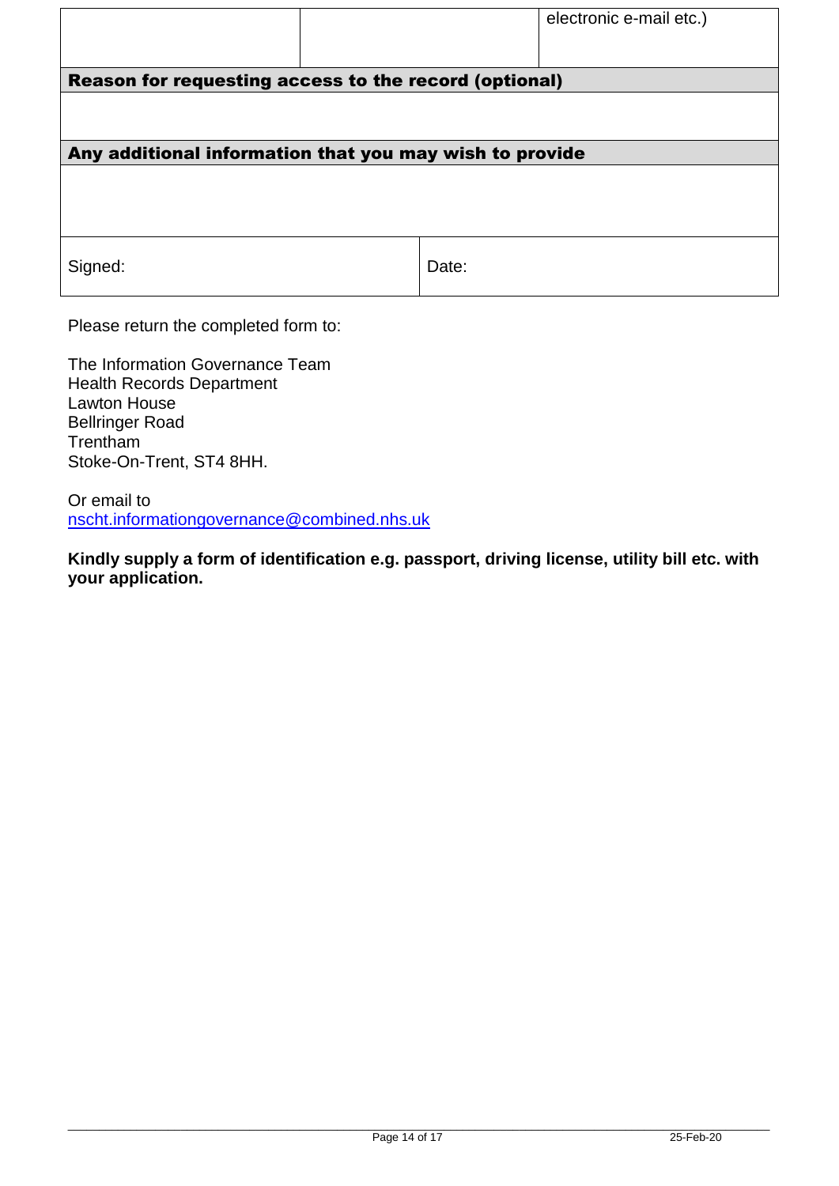| | | electronic e-mail etc.) |
|---|---|---|

**Reason for requesting access to the record (optional)**

| |
|---|
| |

**Any additional information that you may wish to provide**

| |
|---|
| |

| Signed: | Date: |
|---|---|

Please return the completed form to:

The Information Governance Team
Health Records Department
Lawton House
Bellringer Road
Trentham
Stoke-On-Trent, ST4 8HH.

Or email to
nscht.informationgovernance@combined.nhs.uk

**Kindly supply a form of identification e.g. passport, driving license, utility bill etc. with your application.**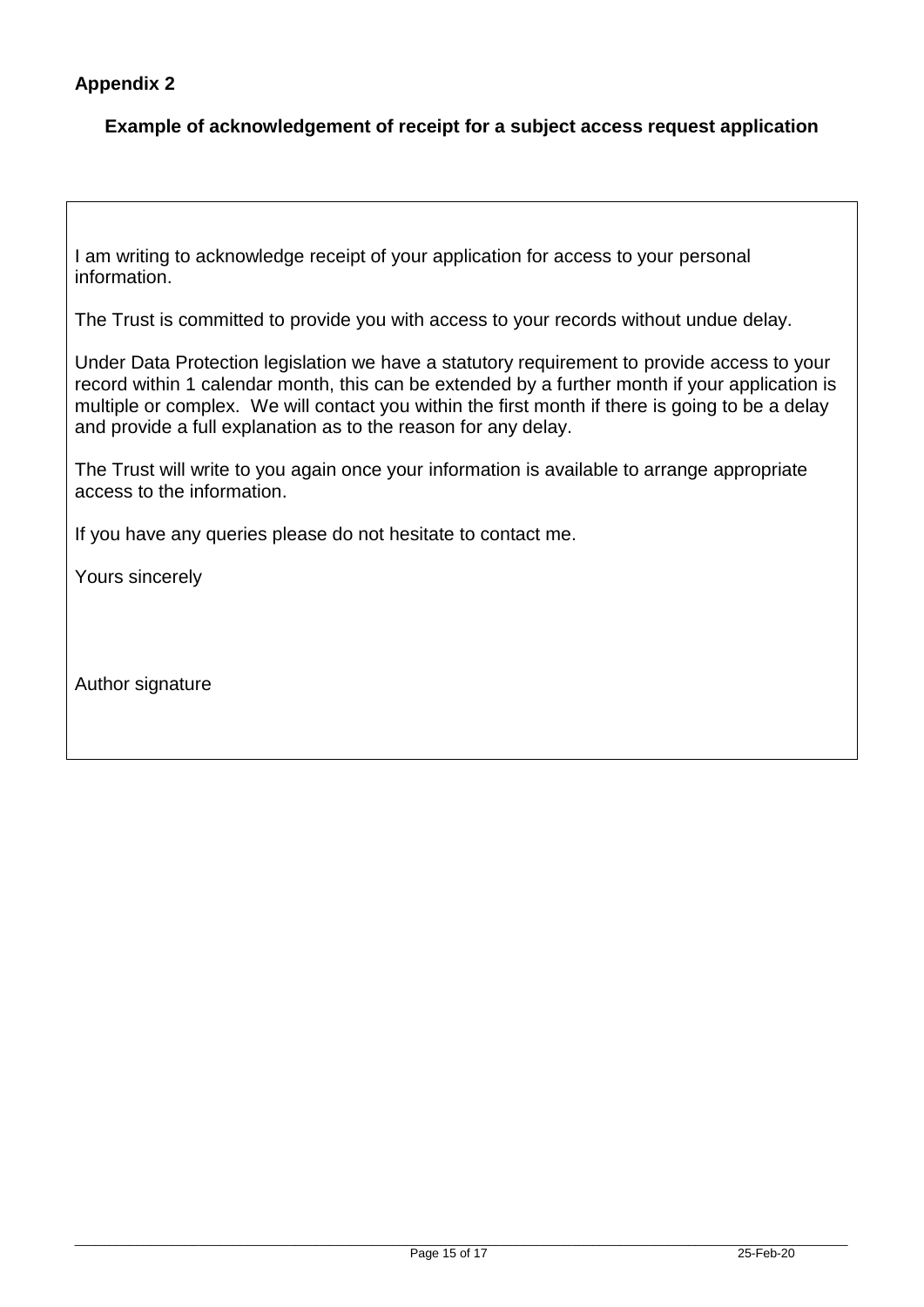**Appendix 2**

**Example of acknowledgement of receipt for a subject access request application**

I am writing to acknowledge receipt of your application for access to your personal information.

The Trust is committed to provide you with access to your records without undue delay.

Under Data Protection legislation we have a statutory requirement to provide access to your record within 1 calendar month, this can be extended by a further month if your application is multiple or complex. We will contact you within the first month if there is going to be a delay and provide a full explanation as to the reason for any delay.

The Trust will write to you again once your information is available to arrange appropriate access to the information.

If you have any queries please do not hesitate to contact me.

Yours sincerely

Author signature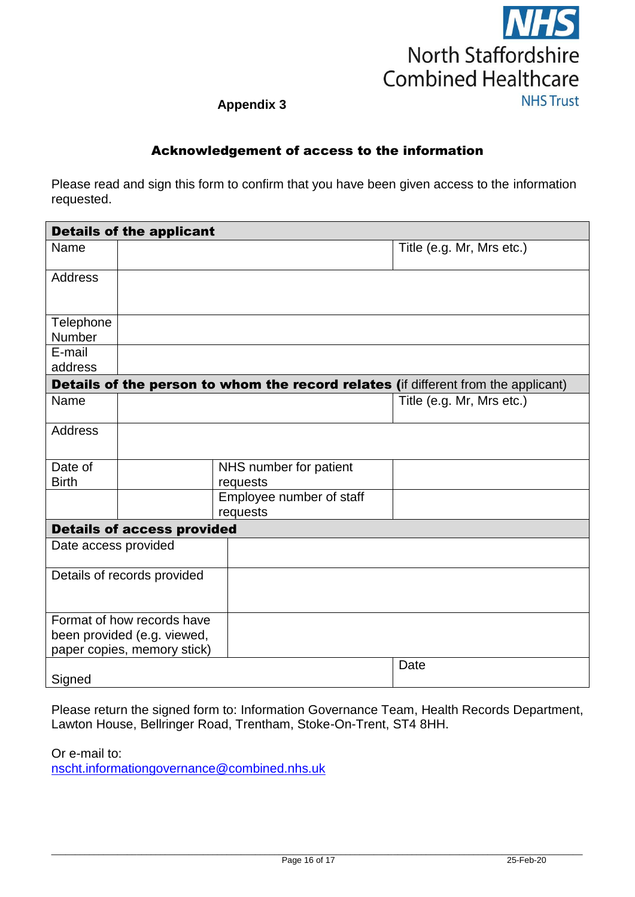NHS
North Staffordshire Combined Healthcare
NHS Trust

**Appendix 3**

## Acknowledgement of access to the information

Please read and sign this form to confirm that you have been given access to the information requested.

| **Details of the applicant** | | | |
|---|---|---|---|
| Name | | | Title (e.g. Mr, Mrs etc.) |
| Address | | | |
| Telephone Number | | | |
| E-mail address | | | |
| **Details of the person to whom the record relates (**if different from the applicant) | | | |
| Name | | | Title (e.g. Mr, Mrs etc.) |
| Address | | | |
| Date of Birth | | NHS number for patient requests | |
| | | Employee number of staff requests | |
| **Details of access provided** | | | |
| Date access provided | | | |
| Details of records provided | | | |
| Format of how records have been provided (e.g. viewed, paper copies, memory stick) | | | |
| Signed | | | Date |

Please return the signed form to: Information Governance Team, Health Records Department, Lawton House, Bellringer Road, Trentham, Stoke-On-Trent, ST4 8HH.

Or e-mail to:
nscht.informationgovernance@combined.nhs.uk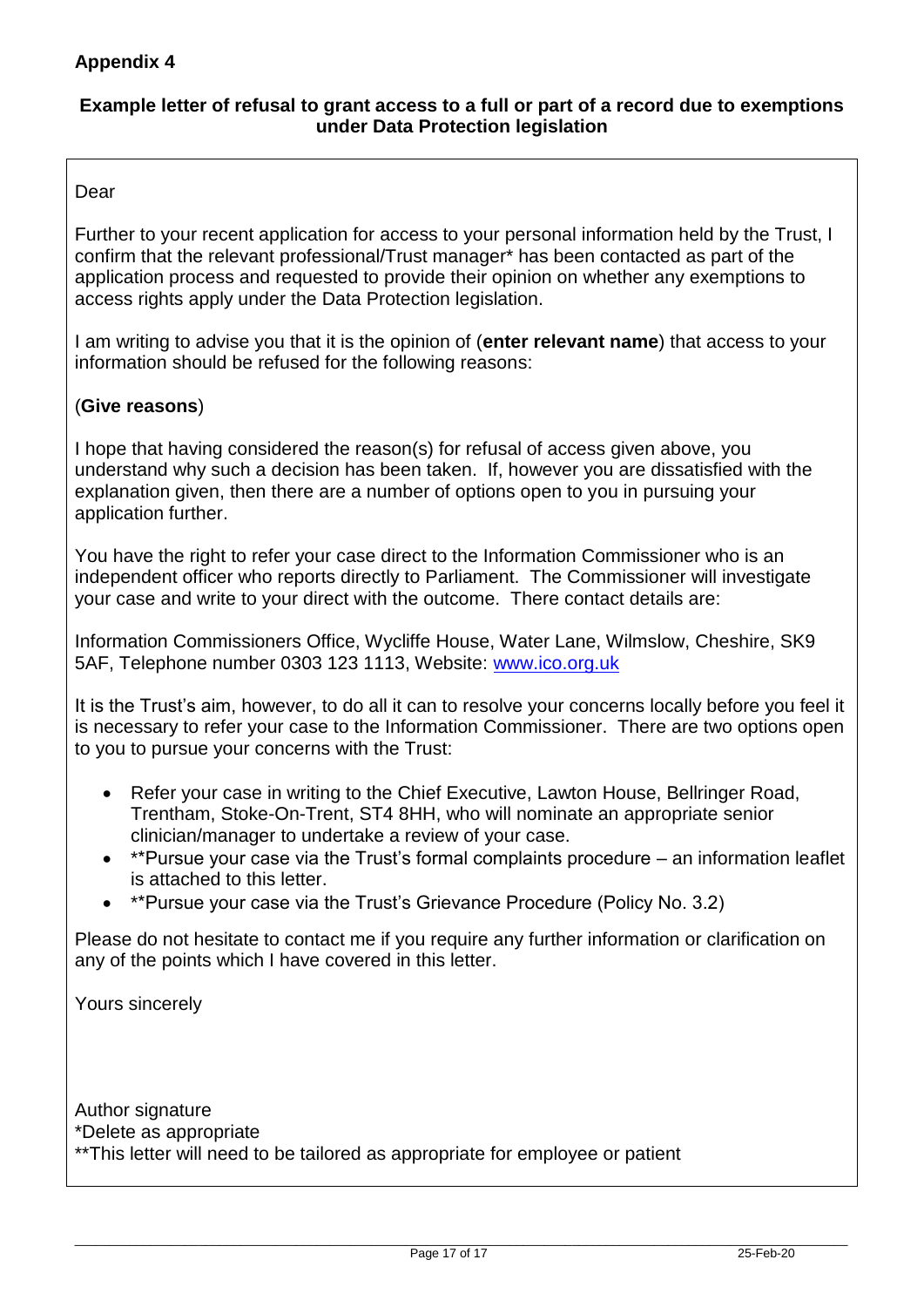**Appendix 4**

**Example letter of refusal to grant access to a full or part of a record due to exemptions under Data Protection legislation**

Dear

Further to your recent application for access to your personal information held by the Trust, I confirm that the relevant professional/Trust manager* has been contacted as part of the application process and requested to provide their opinion on whether any exemptions to access rights apply under the Data Protection legislation.

I am writing to advise you that it is the opinion of (**enter relevant name**) that access to your information should be refused for the following reasons:

(**Give reasons**)

I hope that having considered the reason(s) for refusal of access given above, you understand why such a decision has been taken. If, however you are dissatisfied with the explanation given, then there are a number of options open to you in pursuing your application further.

You have the right to refer your case direct to the Information Commissioner who is an independent officer who reports directly to Parliament. The Commissioner will investigate your case and write to your direct with the outcome. There contact details are:

Information Commissioners Office, Wycliffe House, Water Lane, Wilmslow, Cheshire, SK9 5AF, Telephone number 0303 123 1113, Website: [www.ico.org.uk](http://www.ico.org.uk)

It is the Trust's aim, however, to do all it can to resolve your concerns locally before you feel it is necessary to refer your case to the Information Commissioner. There are two options open to you to pursue your concerns with the Trust:

- Refer your case in writing to the Chief Executive, Lawton House, Bellringer Road, Trentham, Stoke-On-Trent, ST4 8HH, who will nominate an appropriate senior clinician/manager to undertake a review of your case.
- **Pursue your case via the Trust's formal complaints procedure – an information leaflet is attached to this letter.
- **Pursue your case via the Trust's Grievance Procedure (Policy No. 3.2)

Please do not hesitate to contact me if you require any further information or clarification on any of the points which I have covered in this letter.

Yours sincerely

Author signature

*Delete as appropriate

**This letter will need to be tailored as appropriate for employee or patient